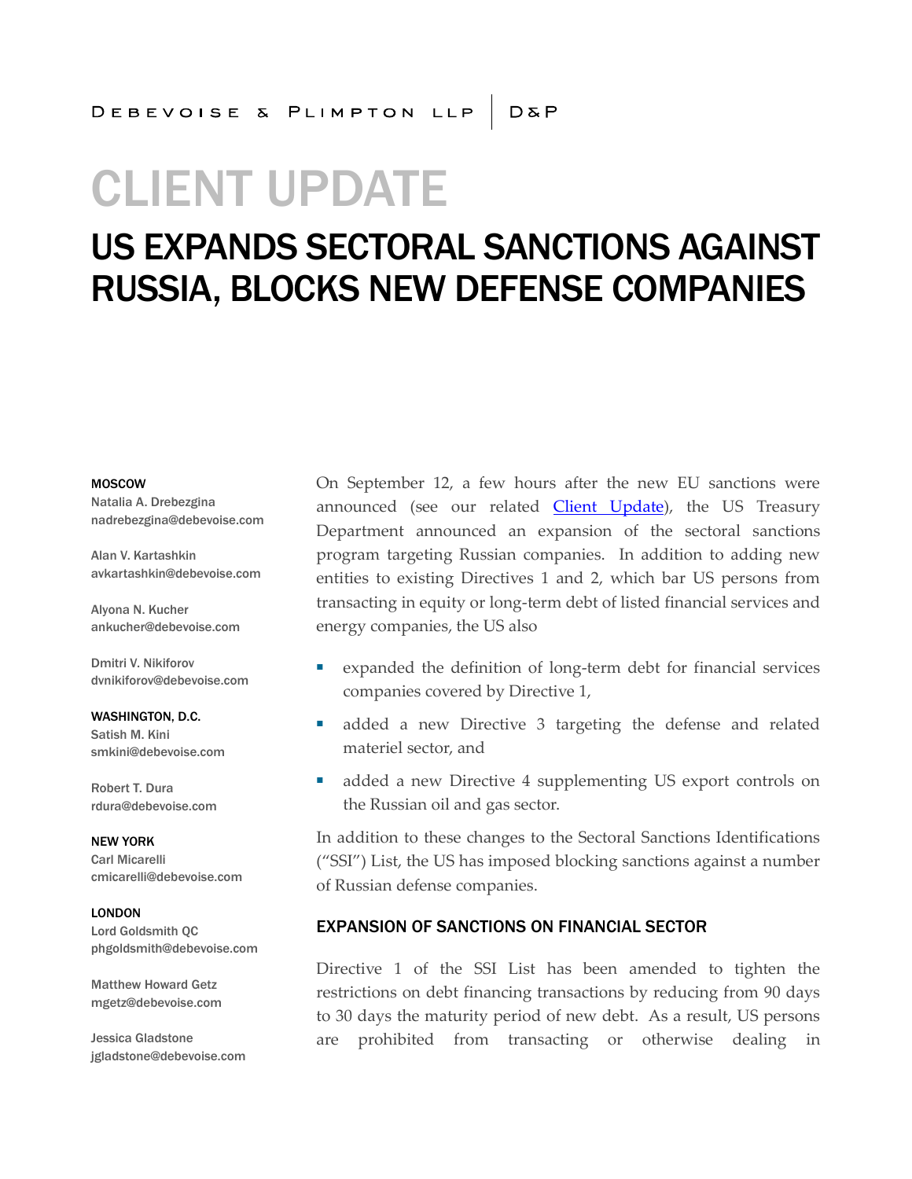DEBEVOISE & PLIMPTON LLP | D&P

# CLIENT UPDATE

## US EXPANDS SECTORAL SANCTIONS AGAINST RUSSIA, BLOCKS NEW DEFENSE COMPANIES

**MOSCOW**
Natalia A. Drebezgina
nadrebezgina@debevoise.com

Alan V. Kartashkin
avkartashkin@debevoise.com

Alyona N. Kucher
ankucher@debevoise.com

Dmitri V. Nikiforov
dvnikiforov@debevoise.com

**WASHINGTON, D.C.**
Satish M. Kini
smkini@debevoise.com

Robert T. Dura
rdura@debevoise.com

**NEW YORK**
Carl Micarelli
cmicarelli@debevoise.com

**LONDON**
Lord Goldsmith QC
phgoldsmith@debevoise.com

Matthew Howard Getz
mgetz@debevoise.com

Jessica Gladstone
jgladstone@debevoise.com

On September 12, a few hours after the new EU sanctions were announced (see our related Client Update), the US Treasury Department announced an expansion of the sectoral sanctions program targeting Russian companies. In addition to adding new entities to existing Directives 1 and 2, which bar US persons from transacting in equity or long-term debt of listed financial services and energy companies, the US also

- expanded the definition of long-term debt for financial services companies covered by Directive 1,
- added a new Directive 3 targeting the defense and related materiel sector, and
- added a new Directive 4 supplementing US export controls on the Russian oil and gas sector.

In addition to these changes to the Sectoral Sanctions Identifications ("SSI") List, the US has imposed blocking sanctions against a number of Russian defense companies.

### EXPANSION OF SANCTIONS ON FINANCIAL SECTOR

Directive 1 of the SSI List has been amended to tighten the restrictions on debt financing transactions by reducing from 90 days to 30 days the maturity period of new debt. As a result, US persons are prohibited from transacting or otherwise dealing in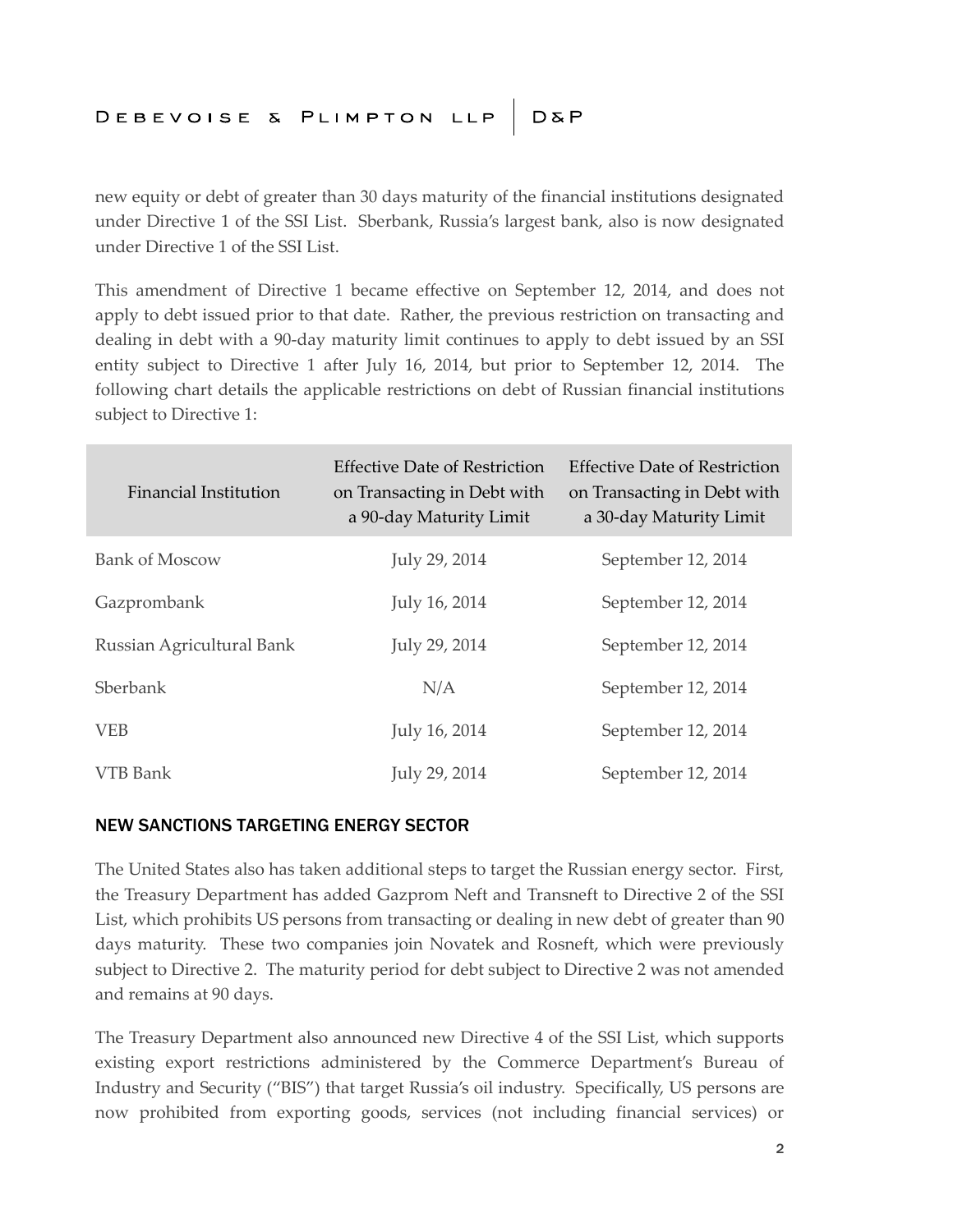new equity or debt of greater than 30 days maturity of the financial institutions designated under Directive 1 of the SSI List. Sberbank, Russia's largest bank, also is now designated under Directive 1 of the SSI List.

This amendment of Directive 1 became effective on September 12, 2014, and does not apply to debt issued prior to that date. Rather, the previous restriction on transacting and dealing in debt with a 90-day maturity limit continues to apply to debt issued by an SSI entity subject to Directive 1 after July 16, 2014, but prior to September 12, 2014. The following chart details the applicable restrictions on debt of Russian financial institutions subject to Directive 1:

| Financial Institution | Effective Date of Restriction on Transacting in Debt with a 90-day Maturity Limit | Effective Date of Restriction on Transacting in Debt with a 30-day Maturity Limit |
|---|---|---|
| Bank of Moscow | July 29, 2014 | September 12, 2014 |
| Gazprombank | July 16, 2014 | September 12, 2014 |
| Russian Agricultural Bank | July 29, 2014 | September 12, 2014 |
| Sberbank | N/A | September 12, 2014 |
| VEB | July 16, 2014 | September 12, 2014 |
| VTB Bank | July 29, 2014 | September 12, 2014 |

## NEW SANCTIONS TARGETING ENERGY SECTOR

The United States also has taken additional steps to target the Russian energy sector. First, the Treasury Department has added Gazprom Neft and Transneft to Directive 2 of the SSI List, which prohibits US persons from transacting or dealing in new debt of greater than 90 days maturity. These two companies join Novatek and Rosneft, which were previously subject to Directive 2. The maturity period for debt subject to Directive 2 was not amended and remains at 90 days.

The Treasury Department also announced new Directive 4 of the SSI List, which supports existing export restrictions administered by the Commerce Department's Bureau of Industry and Security ("BIS") that target Russia's oil industry. Specifically, US persons are now prohibited from exporting goods, services (not including financial services) or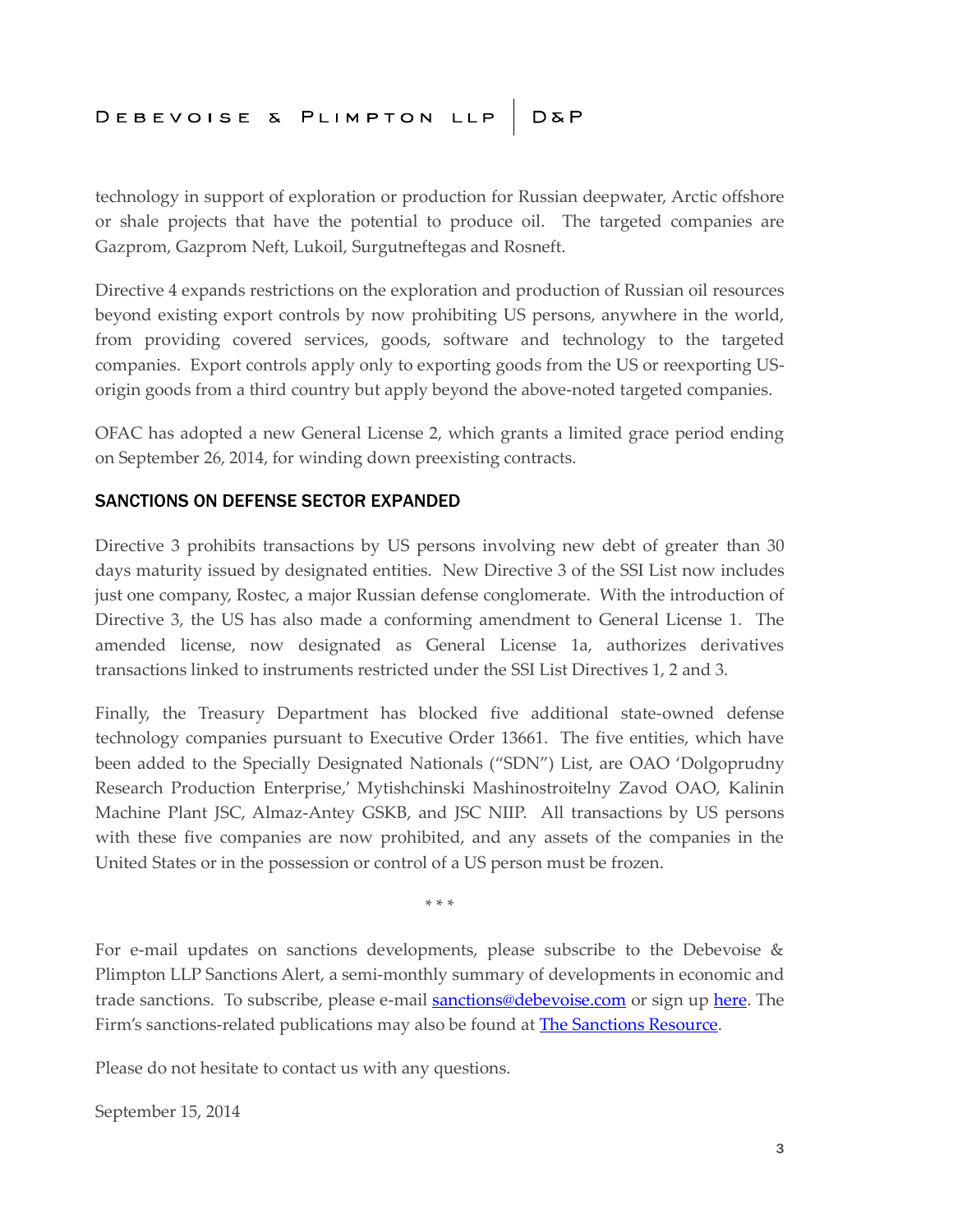technology in support of exploration or production for Russian deepwater, Arctic offshore or shale projects that have the potential to produce oil. The targeted companies are Gazprom, Gazprom Neft, Lukoil, Surgutneftegas and Rosneft.

Directive 4 expands restrictions on the exploration and production of Russian oil resources beyond existing export controls by now prohibiting US persons, anywhere in the world, from providing covered services, goods, software and technology to the targeted companies. Export controls apply only to exporting goods from the US or reexporting US-origin goods from a third country but apply beyond the above-noted targeted companies.

OFAC has adopted a new General License 2, which grants a limited grace period ending on September 26, 2014, for winding down preexisting contracts.

## SANCTIONS ON DEFENSE SECTOR EXPANDED

Directive 3 prohibits transactions by US persons involving new debt of greater than 30 days maturity issued by designated entities. New Directive 3 of the SSI List now includes just one company, Rostec, a major Russian defense conglomerate. With the introduction of Directive 3, the US has also made a conforming amendment to General License 1. The amended license, now designated as General License 1a, authorizes derivatives transactions linked to instruments restricted under the SSI List Directives 1, 2 and 3.

Finally, the Treasury Department has blocked five additional state-owned defense technology companies pursuant to Executive Order 13661. The five entities, which have been added to the Specially Designated Nationals ("SDN") List, are OAO 'Dolgoprudny Research Production Enterprise,' Mytishchinski Mashinostroitelny Zavod OAO, Kalinin Machine Plant JSC, Almaz-Antey GSKB, and JSC NIIP. All transactions by US persons with these five companies are now prohibited, and any assets of the companies in the United States or in the possession or control of a US person must be frozen.

\* \* \*

For e-mail updates on sanctions developments, please subscribe to the Debevoise & Plimpton LLP Sanctions Alert, a semi-monthly summary of developments in economic and trade sanctions. To subscribe, please e-mail sanctions@debevoise.com or sign up here. The Firm's sanctions-related publications may also be found at The Sanctions Resource.

Please do not hesitate to contact us with any questions.

September 15, 2014